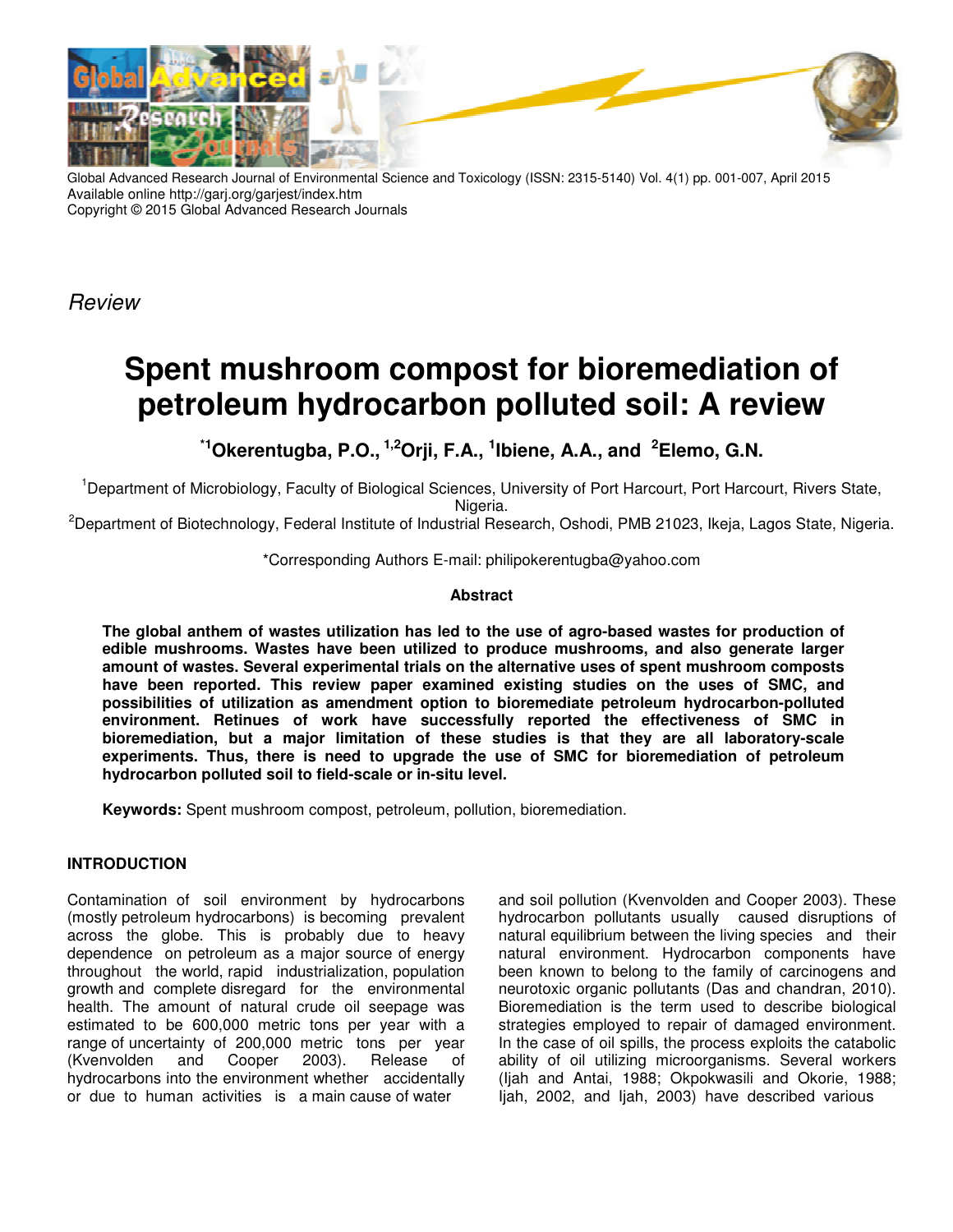*Review*

# Spent mushroom compost for bioremediation of petroleum hydrocarbon polluted soil: A review

**[*1]Okerentugba, P.O., [1,2]Orji, F.A., [1]Ibiene, A.A., and [2]Elemo, G.N.**

[1]Department of Microbiology, Faculty of Biological Sciences, University of Port Harcourt, Port Harcourt, Rivers State, Nigeria.

[2]Department of Biotechnology, Federal Institute of Industrial Research, Oshodi, PMB 21023, Ikeja, Lagos State, Nigeria.

*Corresponding Authors E-mail: philipokerentugba@yahoo.com

**Abstract**

**The global anthem of wastes utilization has led to the use of agro-based wastes for production of edible mushrooms. Wastes have been utilized to produce mushrooms, and also generate larger amount of wastes. Several experimental trials on the alternative uses of spent mushroom composts have been reported. This review paper examined existing studies on the uses of SMC, and possibilities of utilization as amendment option to bioremediate petroleum hydrocarbon-polluted environment. Retinues of work have successfully reported the effectiveness of SMC in bioremediation, but a major limitation of these studies is that they are all laboratory-scale experiments. Thus, there is need to upgrade the use of SMC for bioremediation of petroleum hydrocarbon polluted soil to field-scale or in-situ level.**

**Keywords:** Spent mushroom compost, petroleum, pollution, bioremediation.

## INTRODUCTION

Contamination of soil environment by hydrocarbons (mostly petroleum hydrocarbons) is becoming prevalent across the globe. This is probably due to heavy dependence on petroleum as a major source of energy throughout the world, rapid industrialization, population growth and complete disregard for the environmental health. The amount of natural crude oil seepage was estimated to be 600,000 metric tons per year with a range of uncertainty of 200,000 metric tons per year (Kvenvolden and Cooper 2003). Release of hydrocarbons into the environment whether accidentally or due to human activities is a main cause of water and soil pollution (Kvenvolden and Cooper 2003). These hydrocarbon pollutants usually caused disruptions of natural equilibrium between the living species and their natural environment. Hydrocarbon components have been known to belong to the family of carcinogens and neurotoxic organic pollutants (Das and chandran, 2010). Bioremediation is the term used to describe biological strategies employed to repair of damaged environment. In the case of oil spills, the process exploits the catabolic ability of oil utilizing microorganisms. Several workers (Ijah and Antai, 1988; Okpokwasili and Okorie, 1988; Ijah, 2002, and Ijah, 2003) have described various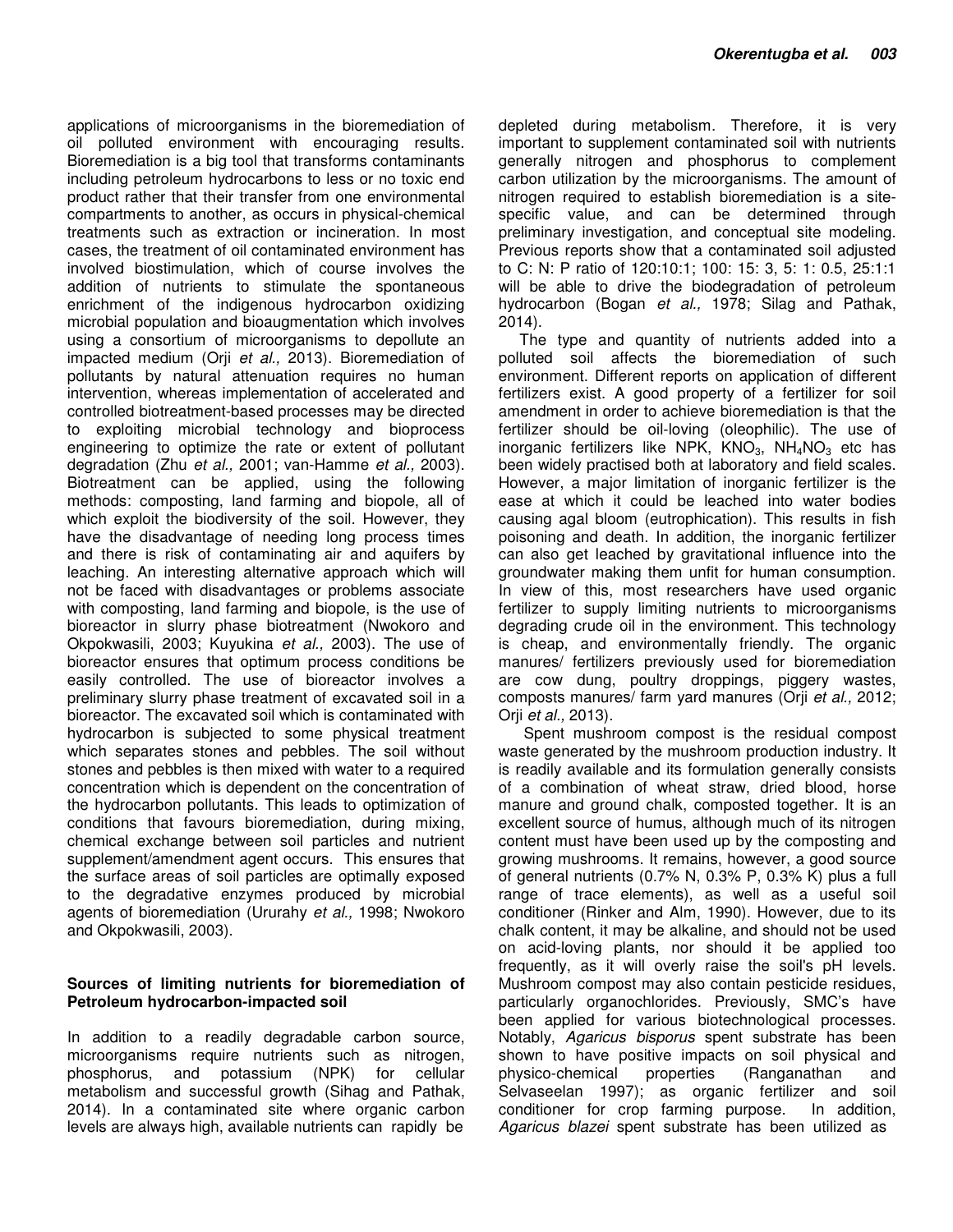applications of microorganisms in the bioremediation of oil polluted environment with encouraging results. Bioremediation is a big tool that transforms contaminants including petroleum hydrocarbons to less or no toxic end product rather that their transfer from one environmental compartments to another, as occurs in physical-chemical treatments such as extraction or incineration. In most cases, the treatment of oil contaminated environment has involved biostimulation, which of course involves the addition of nutrients to stimulate the spontaneous enrichment of the indigenous hydrocarbon oxidizing microbial population and bioaugmentation which involves using a consortium of microorganisms to depollute an impacted medium (Orji *et al.,* 2013). Bioremediation of pollutants by natural attenuation requires no human intervention, whereas implementation of accelerated and controlled biotreatment-based processes may be directed to exploiting microbial technology and bioprocess engineering to optimize the rate or extent of pollutant degradation (Zhu *et al.,* 2001; van-Hamme *et al.,* 2003). Biotreatment can be applied, using the following methods: composting, land farming and biopole, all of which exploit the biodiversity of the soil. However, they have the disadvantage of needing long process times and there is risk of contaminating air and aquifers by leaching. An interesting alternative approach which will not be faced with disadvantages or problems associate with composting, land farming and biopole, is the use of bioreactor in slurry phase biotreatment (Nwokoro and Okpokwasili, 2003; Kuyukina *et al.,* 2003). The use of bioreactor ensures that optimum process conditions be easily controlled. The use of bioreactor involves a preliminary slurry phase treatment of excavated soil in a bioreactor. The excavated soil which is contaminated with hydrocarbon is subjected to some physical treatment which separates stones and pebbles. The soil without stones and pebbles is then mixed with water to a required concentration which is dependent on the concentration of the hydrocarbon pollutants. This leads to optimization of conditions that favours bioremediation, during mixing, chemical exchange between soil particles and nutrient supplement/amendment agent occurs. This ensures that the surface areas of soil particles are optimally exposed to the degradative enzymes produced by microbial agents of bioremediation (Ururahy *et al.,* 1998; Nwokoro and Okpokwasili, 2003).

**Sources of limiting nutrients for bioremediation of Petroleum hydrocarbon-impacted soil**

In addition to a readily degradable carbon source, microorganisms require nutrients such as nitrogen, phosphorus, and potassium (NPK) for cellular metabolism and successful growth (Sihag and Pathak, 2014). In a contaminated site where organic carbon levels are always high, available nutrients can rapidly be depleted during metabolism. Therefore, it is very important to supplement contaminated soil with nutrients generally nitrogen and phosphorus to complement carbon utilization by the microorganisms. The amount of nitrogen required to establish bioremediation is a site-specific value, and can be determined through preliminary investigation, and conceptual site modeling. Previous reports show that a contaminated soil adjusted to C: N: P ratio of 120:10:1; 100: 15: 3, 5: 1: 0.5, 25:1:1 will be able to drive the biodegradation of petroleum hydrocarbon (Bogan *et al.,* 1978; Silag and Pathak, 2014).

The type and quantity of nutrients added into a polluted soil affects the bioremediation of such environment. Different reports on application of different fertilizers exist. A good property of a fertilizer for soil amendment in order to achieve bioremediation is that the fertilizer should be oil-loving (oleophilic). The use of inorganic fertilizers like NPK, $KNO_3$, $NH_4NO_3$ etc has been widely practised both at laboratory and field scales. However, a major limitation of inorganic fertilizer is the ease at which it could be leached into water bodies causing agal bloom (eutrophication). This results in fish poisoning and death. In addition, the inorganic fertilizer can also get leached by gravitational influence into the groundwater making them unfit for human consumption. In view of this, most researchers have used organic fertilizer to supply limiting nutrients to microorganisms degrading crude oil in the environment. This technology is cheap, and environmentally friendly. The organic manures/ fertilizers previously used for bioremediation are cow dung, poultry droppings, piggery wastes, composts manures/ farm yard manures (Orji *et al.,* 2012; Orji *et al.,* 2013).

Spent mushroom compost is the residual compost waste generated by the mushroom production industry. It is readily available and its formulation generally consists of a combination of wheat straw, dried blood, horse manure and ground chalk, composted together. It is an excellent source of humus, although much of its nitrogen content must have been used up by the composting and growing mushrooms. It remains, however, a good source of general nutrients (0.7% N, 0.3% P, 0.3% K) plus a full range of trace elements), as well as a useful soil conditioner (Rinker and Alm, 1990). However, due to its chalk content, it may be alkaline, and should not be used on acid-loving plants, nor should it be applied too frequently, as it will overly raise the soil's pH levels. Mushroom compost may also contain pesticide residues, particularly organochlorides. Previously, SMC's have been applied for various biotechnological processes. Notably, *Agaricus bisporus* spent substrate has been shown to have positive impacts on soil physical and physico-chemical properties (Ranganathan and Selvaseelan 1997); as organic fertilizer and soil conditioner for crop farming purpose. In addition, *Agaricus blazei* spent substrate has been utilized as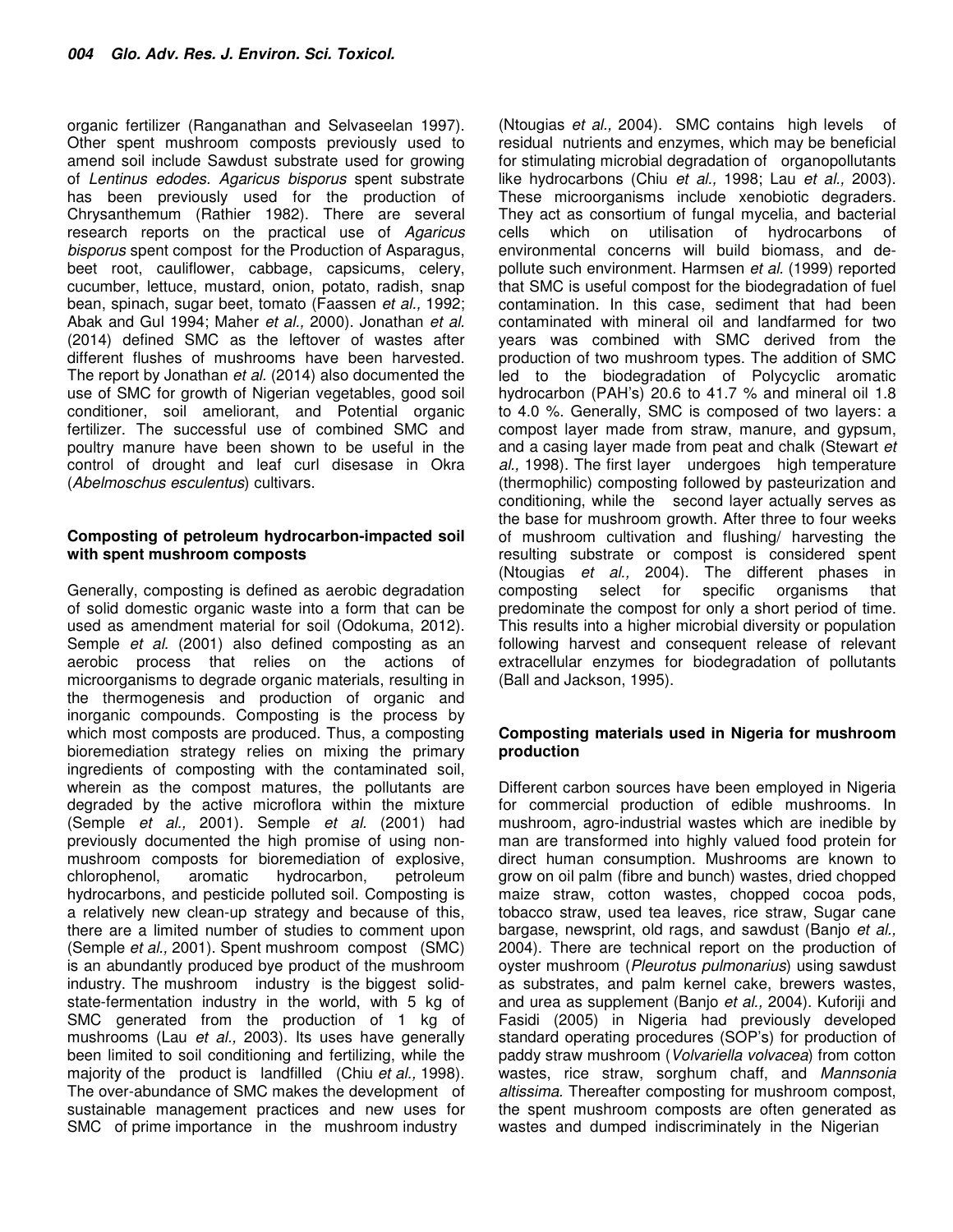organic fertilizer (Ranganathan and Selvaseelan 1997). Other spent mushroom composts previously used to amend soil include Sawdust substrate used for growing of *Lentinus edodes*. *Agaricus bisporus* spent substrate has been previously used for the production of Chrysanthemum (Rathier 1982). There are several research reports on the practical use of *Agaricus bisporus* spent compost for the Production of Asparagus, beet root, cauliflower, cabbage, capsicums, celery, cucumber, lettuce, mustard, onion, potato, radish, snap bean, spinach, sugar beet, tomato (Faassen *et al.,* 1992; Abak and Gul 1994; Maher *et al.,* 2000). Jonathan *et al.* (2014) defined SMC as the leftover of wastes after different flushes of mushrooms have been harvested. The report by Jonathan *et al.* (2014) also documented the use of SMC for growth of Nigerian vegetables, good soil conditioner, soil ameliorant, and Potential organic fertilizer. The successful use of combined SMC and poultry manure have been shown to be useful in the control of drought and leaf curl disesase in Okra (*Abelmoschus esculentus*) cultivars.

## Composting of petroleum hydrocarbon-impacted soil with spent mushroom composts

Generally, composting is defined as aerobic degradation of solid domestic organic waste into a form that can be used as amendment material for soil (Odokuma, 2012). Semple *et al.* (2001) also defined composting as an aerobic process that relies on the actions of microorganisms to degrade organic materials, resulting in the thermogenesis and production of organic and inorganic compounds. Composting is the process by which most composts are produced. Thus, a composting bioremediation strategy relies on mixing the primary ingredients of composting with the contaminated soil, wherein as the compost matures, the pollutants are degraded by the active microflora within the mixture (Semple *et al.,* 2001). Semple *et al.* (2001) had previously documented the high promise of using non-mushroom composts for bioremediation of explosive, chlorophenol, aromatic hydrocarbon, petroleum hydrocarbons, and pesticide polluted soil. Composting is a relatively new clean-up strategy and because of this, there are a limited number of studies to comment upon (Semple *et al.,* 2001). Spent mushroom compost (SMC) is an abundantly produced bye product of the mushroom industry. The mushroom industry is the biggest solid-state-fermentation industry in the world, with 5 kg of SMC generated from the production of 1 kg of mushrooms (Lau *et al.,* 2003). Its uses have generally been limited to soil conditioning and fertilizing, while the majority of the product is landfilled (Chiu *et al.,* 1998). The over-abundance of SMC makes the development of sustainable management practices and new uses for SMC of prime importance in the mushroom industry (Ntougias *et al.,* 2004). SMC contains high levels of residual nutrients and enzymes, which may be beneficial for stimulating microbial degradation of organopollutants like hydrocarbons (Chiu *et al.,* 1998; Lau *et al.,* 2003). These microorganisms include xenobiotic degraders. They act as consortium of fungal mycelia, and bacterial cells which on utilisation of hydrocarbons of environmental concerns will build biomass, and de-pollute such environment. Harmsen *et al.* (1999) reported that SMC is useful compost for the biodegradation of fuel contamination. In this case, sediment that had been contaminated with mineral oil and landfarmed for two years was combined with SMC derived from the production of two mushroom types. The addition of SMC led to the biodegradation of Polycyclic aromatic hydrocarbon (PAH's) 20.6 to 41.7 % and mineral oil 1.8 to 4.0 %. Generally, SMC is composed of two layers: a compost layer made from straw, manure, and gypsum, and a casing layer made from peat and chalk (Stewart *et al.,* 1998). The first layer undergoes high temperature (thermophilic) composting followed by pasteurization and conditioning, while the second layer actually serves as the base for mushroom growth. After three to four weeks of mushroom cultivation and flushing/ harvesting the resulting substrate or compost is considered spent (Ntougias *et al.,* 2004). The different phases in composting select for specific organisms that predominate the compost for only a short period of time. This results into a higher microbial diversity or population following harvest and consequent release of relevant extracellular enzymes for biodegradation of pollutants (Ball and Jackson, 1995).

## Composting materials used in Nigeria for mushroom production

Different carbon sources have been employed in Nigeria for commercial production of edible mushrooms. In mushroom, agro-industrial wastes which are inedible by man are transformed into highly valued food protein for direct human consumption. Mushrooms are known to grow on oil palm (fibre and bunch) wastes, dried chopped maize straw, cotton wastes, chopped cocoa pods, tobacco straw, used tea leaves, rice straw, Sugar cane bargase, newsprint, old rags, and sawdust (Banjo *et al.,* 2004). There are technical report on the production of oyster mushroom (*Pleurotus pulmonarius*) using sawdust as substrates, and palm kernel cake, brewers wastes, and urea as supplement (Banjo *et al.,* 2004). Kuforiji and Fasidi (2005) in Nigeria had previously developed standard operating procedures (SOP's) for production of paddy straw mushroom (*Volvariella volvacea*) from cotton wastes, rice straw, sorghum chaff, and *Mannsonia altissima*. Thereafter composting for mushroom compost, the spent mushroom composts are often generated as wastes and dumped indiscriminately in the Nigerian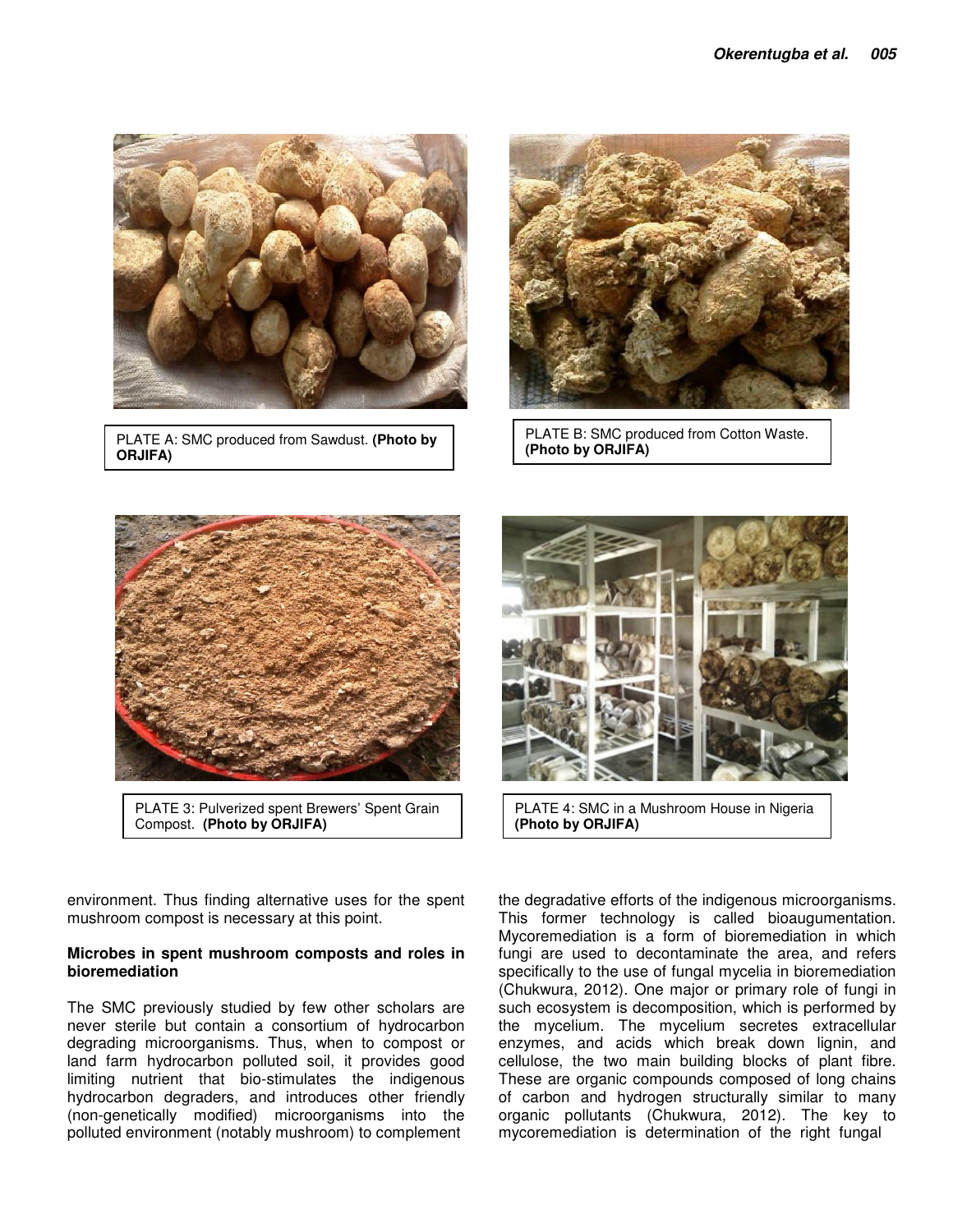PLATE A: SMC produced from Sawdust. **(Photo by ORJIFA)**

PLATE B: SMC produced from Cotton Waste. **(Photo by ORJIFA)**

PLATE 3: Pulverized spent Brewers' Spent Grain Compost. **(Photo by ORJIFA)**

PLATE 4: SMC in a Mushroom House in Nigeria **(Photo by ORJIFA)**

environment. Thus finding alternative uses for the spent mushroom compost is necessary at this point.

**Microbes in spent mushroom composts and roles in bioremediation**

The SMC previously studied by few other scholars are never sterile but contain a consortium of hydrocarbon degrading microorganisms. Thus, when to compost or land farm hydrocarbon polluted soil, it provides good limiting nutrient that bio-stimulates the indigenous hydrocarbon degraders, and introduces other friendly (non-genetically modified) microorganisms into the polluted environment (notably mushroom) to complement the degradative efforts of the indigenous microorganisms. This former technology is called bioaugumentation. Mycoremediation is a form of bioremediation in which fungi are used to decontaminate the area, and refers specifically to the use of fungal mycelia in bioremediation (Chukwura, 2012). One major or primary role of fungi in such ecosystem is decomposition, which is performed by the mycelium. The mycelium secretes extracellular enzymes, and acids which break down lignin, and cellulose, the two main building blocks of plant fibre. These are organic compounds composed of long chains of carbon and hydrogen structurally similar to many organic pollutants (Chukwura, 2012). The key to mycoremediation is determination of the right fungal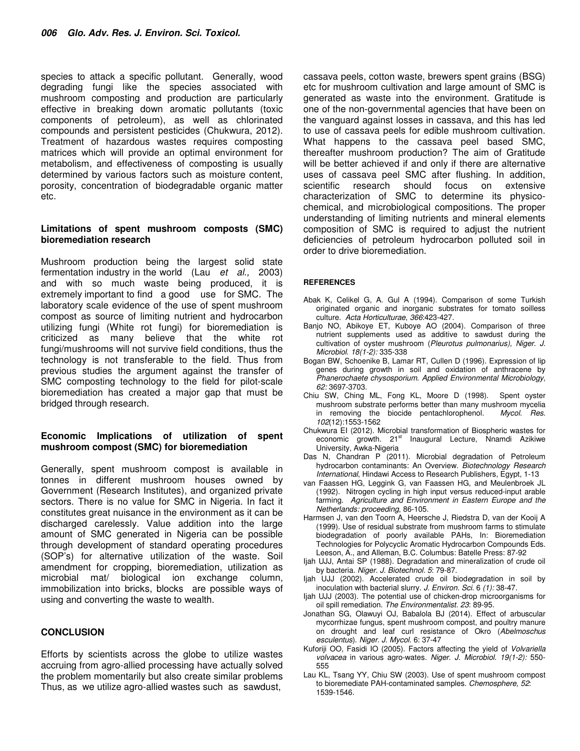species to attack a specific pollutant. Generally, wood degrading fungi like the species associated with mushroom composting and production are particularly effective in breaking down aromatic pollutants (toxic components of petroleum), as well as chlorinated compounds and persistent pesticides (Chukwura, 2012). Treatment of hazardous wastes requires composting matrices which will provide an optimal environment for metabolism, and effectiveness of composting is usually determined by various factors such as moisture content, porosity, concentration of biodegradable organic matter etc.

### Limitations of spent mushroom composts (SMC) bioremediation research

Mushroom production being the largest solid state fermentation industry in the world (Lau *et al.,* 2003) and with so much waste being produced, it is extremely important to find a good use for SMC. The laboratory scale evidence of the use of spent mushroom compost as source of limiting nutrient and hydrocarbon utilizing fungi (White rot fungi) for bioremediation is criticized as many believe that the white rot fungi/mushrooms will not survive field conditions, thus the technology is not transferable to the field. Thus from previous studies the argument against the transfer of SMC composting technology to the field for pilot-scale bioremediation has created a major gap that must be bridged through research.

### Economic Implications of utilization of spent mushroom compost (SMC) for bioremediation

Generally, spent mushroom compost is available in tonnes in different mushroom houses owned by Government (Research Institutes), and organized private sectors. There is no value for SMC in Nigeria. In fact it constitutes great nuisance in the environment as it can be discharged carelessly. Value addition into the large amount of SMC generated in Nigeria can be possible through development of standard operating procedures (SOP's) for alternative utilization of the waste. Soil amendment for cropping, bioremediation, utilization as microbial mat/ biological ion exchange column, immobilization into bricks, blocks are possible ways of using and converting the waste to wealth.

## CONCLUSION

Efforts by scientists across the globe to utilize wastes accruing from agro-allied processing have actually solved the problem momentarily but also create similar problems Thus, as we utilize agro-allied wastes such as sawdust, cassava peels, cotton waste, brewers spent grains (BSG) etc for mushroom cultivation and large amount of SMC is generated as waste into the environment. Gratitude is one of the non-governmental agencies that have been on the vanguard against losses in cassava, and this has led to use of cassava peels for edible mushroom cultivation. What happens to the cassava peel based SMC, thereafter mushroom production? The aim of Gratitude will be better achieved if and only if there are alternative uses of cassava peel SMC after flushing. In addition, scientific research should focus on extensive characterization of SMC to determine its physico-chemical, and microbiological compositions. The proper understanding of limiting nutrients and mineral elements composition of SMC is required to adjust the nutrient deficiencies of petroleum hydrocarbon polluted soil in order to drive bioremediation.

## REFERENCES

Abak K, Celikel G, A. Gul A (1994). Comparison of some Turkish originated organic and inorganic substrates for tomato soilless culture. *Acta Horticulturae*, *366*:423-427.

Banjo NO, Abikoye ET, Kuboye AO (2004). Comparison of three nutrient supplements used as additive to sawdust during the cultivation of oyster mushroom (*Pleurotus pulmonarius), Niger. J. Microbiol. 18(1-2):* 335-338

Bogan BW, Schoenike B, Lamar RT, Cullen D (1996). Expression of lip genes during growth in soil and oxidation of anthracene by *Phanerochaete chysosporium*. *Applied Environmental Microbiology, 62:* 3697-3703.

Chiu SW, Ching ML, Fong KL, Moore D (1998). Spent oyster mushroom substrate performs better than many mushroom mycelia in removing the biocide pentachlorophenol. *Mycol. Res. 102*(12):1553-1562

Chukwura EI (2012). Microbial transformation of Biospheric wastes for economic growth. 21st Inaugural Lecture, Nnamdi Azikiwe University, Awka-Nigeria

Das N, Chandran P (2011). Microbial degradation of Petroleum hydrocarbon contaminants: An Overview. *Biotechnology Research International*, Hindawi Access to Research Publishers, Egypt, 1-13

van Faassen HG, Leggink G, van Faassen HG, and Meulenbroek JL (1992). Nitrogen cycling in high input versus reduced-input arable farming. *Agriculture and Environment in Eastern Europe and the Netherlands: proceeding*, 86-105.

Harmsen J, van den Toorn A, Heersche J, Riedstra D, van der Kooij A (1999). Use of residual substrate from mushroom farms to stimulate biodegradation of poorly available PAHs, In: Bioremediation Technologies for Polycyclic Aromatic Hydrocarbon Compounds Eds. Leeson, A., and Alleman, B.C. Columbus: Batelle Press: 87-92

Ijah UJJ, Antai SP (1988). Degradation and mineralization of crude oil by bacteria. *Niger. J. Biotechnol. 5*: 79-87.

Ijah UJJ (2002). Accelerated crude oil biodegradation in soil by inoculation with bacterial slurry. *J. Environ. Sci.* 6 *(1):* 38-47.

Ijah UJJ (2003). The potential use of chicken-drop microorganisms for oil spill remediation. *The Environmentalist. 23*: 89-95.

Jonathan SG, Olawuyi OJ, Babalola BJ (2014). Effect of arbuscular mycorrhizae fungus, spent mushroom compost, and poultry manure on drought and leaf curl resistance of Okro (*Abelmoschus esculentus*). *Niger. J. Mycol.* 6: 37-47

Kuforiji OO, Fasidi IO (2005). Factors affecting the yield of *Volvariella volvacea* in various agro-wates. *Niger. J. Microbiol. 19(1-2):* 550-555

Lau KL, Tsang YY, Chiu SW (2003). Use of spent mushroom compost to bioremediate PAH-contaminated samples. *Chemosphere, 52*: 1539-1546.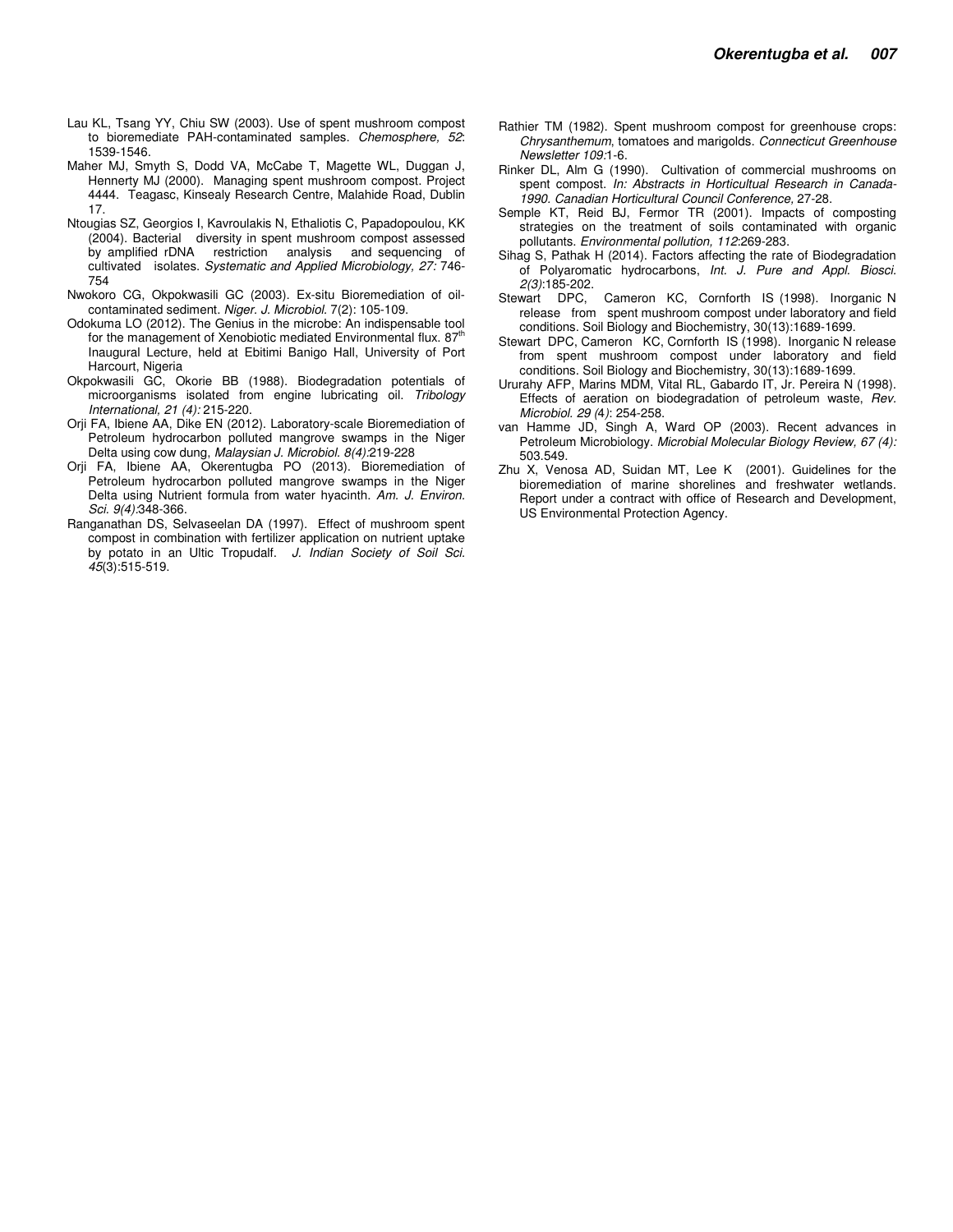Lau KL, Tsang YY, Chiu SW (2003). Use of spent mushroom compost to bioremediate PAH-contaminated samples. *Chemosphere, 52*: 1539-1546.

Maher MJ, Smyth S, Dodd VA, McCabe T, Magette WL, Duggan J, Hennerty MJ (2000). Managing spent mushroom compost. Project 4444. Teagasc, Kinsealy Research Centre, Malahide Road, Dublin 17.

Ntougias SZ, Georgios I, Kavroulakis N, Ethaliotis C, Papadopoulou, KK (2004). Bacterial diversity in spent mushroom compost assessed by amplified rDNA restriction analysis and sequencing of cultivated isolates. *Systematic and Applied Microbiology, 27:* 746-754

Nwokoro CG, Okpokwasili GC (2003). Ex-situ Bioremediation of oil-contaminated sediment. *Niger. J. Microbiol.* 7(2): 105-109.

Odokuma LO (2012). The Genius in the microbe: An indispensable tool for the management of Xenobiotic mediated Environmental flux. 87th Inaugural Lecture, held at Ebitimi Banigo Hall, University of Port Harcourt, Nigeria

Okpokwasili GC, Okorie BB (1988). Biodegradation potentials of microorganisms isolated from engine lubricating oil. *Tribology International, 21 (4):* 215-220.

Orji FA, Ibiene AA, Dike EN (2012). Laboratory-scale Bioremediation of Petroleum hydrocarbon polluted mangrove swamps in the Niger Delta using cow dung, *Malaysian J. Microbiol. 8(4):*219-228

Orji FA, Ibiene AA, Okerentugba PO (2013). Bioremediation of Petroleum hydrocarbon polluted mangrove swamps in the Niger Delta using Nutrient formula from water hyacinth. *Am. J. Environ. Sci. 9(4):*348-366.

Ranganathan DS, Selvaseelan DA (1997). Effect of mushroom spent compost in combination with fertilizer application on nutrient uptake by potato in an Ultic Tropudalf. *J. Indian Society of Soil Sci. 45*(3):515-519.

Rathier TM (1982). Spent mushroom compost for greenhouse crops: *Chrysanthemum*, tomatoes and marigolds. *Connecticut Greenhouse Newsletter 109*:1-6.

Rinker DL, Alm G (1990). Cultivation of commercial mushrooms on spent compost. *In: Abstracts in Horticultural Research in Canada-1990. Canadian Horticultural Council Conference,* 27-28.

Semple KT, Reid BJ, Fermor TR (2001). Impacts of composting strategies on the treatment of soils contaminated with organic pollutants. *Environmental pollution, 112*:269-283.

Sihag S, Pathak H (2014). Factors affecting the rate of Biodegradation of Polyaromatic hydrocarbons, *Int. J. Pure and Appl. Biosci. 2(3)*:185-202.

Stewart DPC, Cameron KC, Cornforth IS (1998). Inorganic N release from spent mushroom compost under laboratory and field conditions. Soil Biology and Biochemistry, 30(13):1689-1699.

Stewart DPC, Cameron KC, Cornforth IS (1998). Inorganic N release from spent mushroom compost under laboratory and field conditions. Soil Biology and Biochemistry, 30(13):1689-1699.

Ururahy AFP, Marins MDM, Vital RL, Gabardo IT, Jr. Pereira N (1998). Effects of aeration on biodegradation of petroleum waste, *Rev. Microbiol. 29 (*4*)*: 254-258.

van Hamme JD, Singh A, Ward OP (2003). Recent advances in Petroleum Microbiology. *Microbial Molecular Biology Review, 67 (4):* 503.549.

Zhu X, Venosa AD, Suidan MT, Lee K (2001). Guidelines for the bioremediation of marine shorelines and freshwater wetlands. Report under a contract with office of Research and Development, US Environmental Protection Agency.